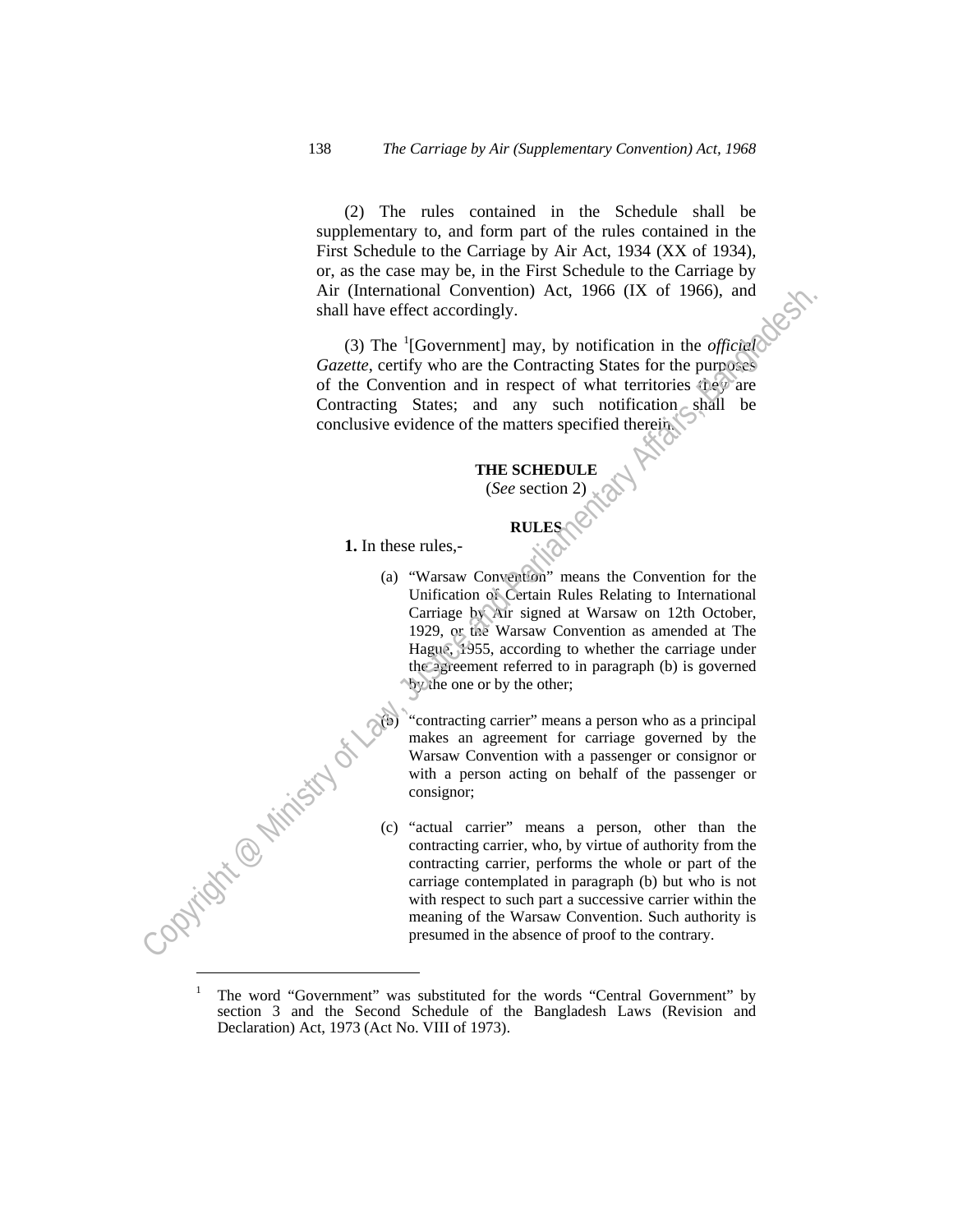(2) The rules contained in the Schedule shall be supplementary to, and form part of the rules contained in the First Schedule to the Carriage by Air Act, 1934 (XX of 1934), or, as the case may be, in the First Schedule to the Carriage by Air (International Convention) Act, 1966 (IX of 1966), and shall have effect accordingly.

(3) The [1][Government] may, by notification in the *official Gazette*, certify who are the Contracting States for the purposes of the Convention and in respect of what territories they are Contracting States; and any such notification shall be conclusive evidence of the matters specified therein.

## THE SCHEDULE

(*See* section 2)

### RULES

**1.** In these rules,-

(a) "Warsaw Convention" means the Convention for the Unification of Certain Rules Relating to International Carriage by Air signed at Warsaw on 12th October, 1929, or the Warsaw Convention as amended at The Hague, 1955, according to whether the carriage under the agreement referred to in paragraph (b) is governed by the one or by the other;

(b) "contracting carrier" means a person who as a principal makes an agreement for carriage governed by the Warsaw Convention with a passenger or consignor or with a person acting on behalf of the passenger or consignor;

(c) "actual carrier" means a person, other than the contracting carrier, who, by virtue of authority from the contracting carrier, performs the whole or part of the carriage contemplated in paragraph (b) but who is not with respect to such part a successive carrier within the meaning of the Warsaw Convention. Such authority is presumed in the absence of proof to the contrary.

---

[1] The word "Government" was substituted for the words "Central Government" by section 3 and the Second Schedule of the Bangladesh Laws (Revision and Declaration) Act, 1973 (Act No. VIII of 1973).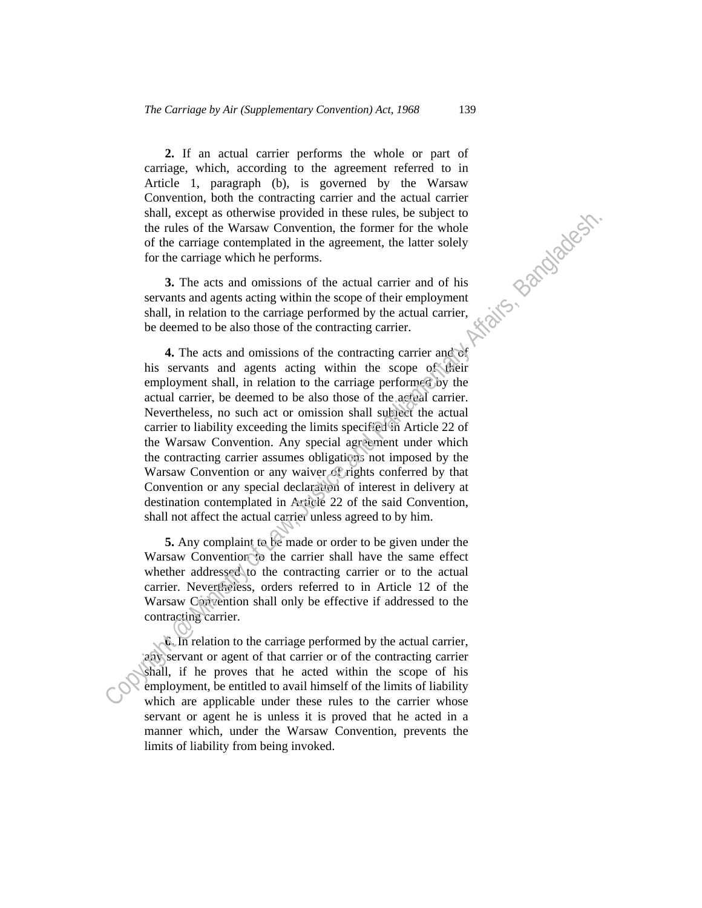**2.** If an actual carrier performs the whole or part of carriage, which, according to the agreement referred to in Article 1, paragraph (b), is governed by the Warsaw Convention, both the contracting carrier and the actual carrier shall, except as otherwise provided in these rules, be subject to the rules of the Warsaw Convention, the former for the whole of the carriage contemplated in the agreement, the latter solely for the carriage which he performs.

**3.** The acts and omissions of the actual carrier and of his servants and agents acting within the scope of their employment shall, in relation to the carriage performed by the actual carrier, be deemed to be also those of the contracting carrier.

**4.** The acts and omissions of the contracting carrier and of his servants and agents acting within the scope of their employment shall, in relation to the carriage performed by the actual carrier, be deemed to be also those of the actual carrier. Nevertheless, no such act or omission shall subject the actual carrier to liability exceeding the limits specified in Article 22 of the Warsaw Convention. Any special agreement under which the contracting carrier assumes obligations not imposed by the Warsaw Convention or any waiver of rights conferred by that Convention or any special declaration of interest in delivery at destination contemplated in Article 22 of the said Convention, shall not affect the actual carrier unless agreed to by him.

**5.** Any complaint to be made or order to be given under the Warsaw Convention to the carrier shall have the same effect whether addressed to the contracting carrier or to the actual carrier. Nevertheless, orders referred to in Article 12 of the Warsaw Convention shall only be effective if addressed to the contracting carrier.

**6.** In relation to the carriage performed by the actual carrier, any servant or agent of that carrier or of the contracting carrier shall, if he proves that he acted within the scope of his employment, be entitled to avail himself of the limits of liability which are applicable under these rules to the carrier whose servant or agent he is unless it is proved that he acted in a manner which, under the Warsaw Convention, prevents the limits of liability from being invoked.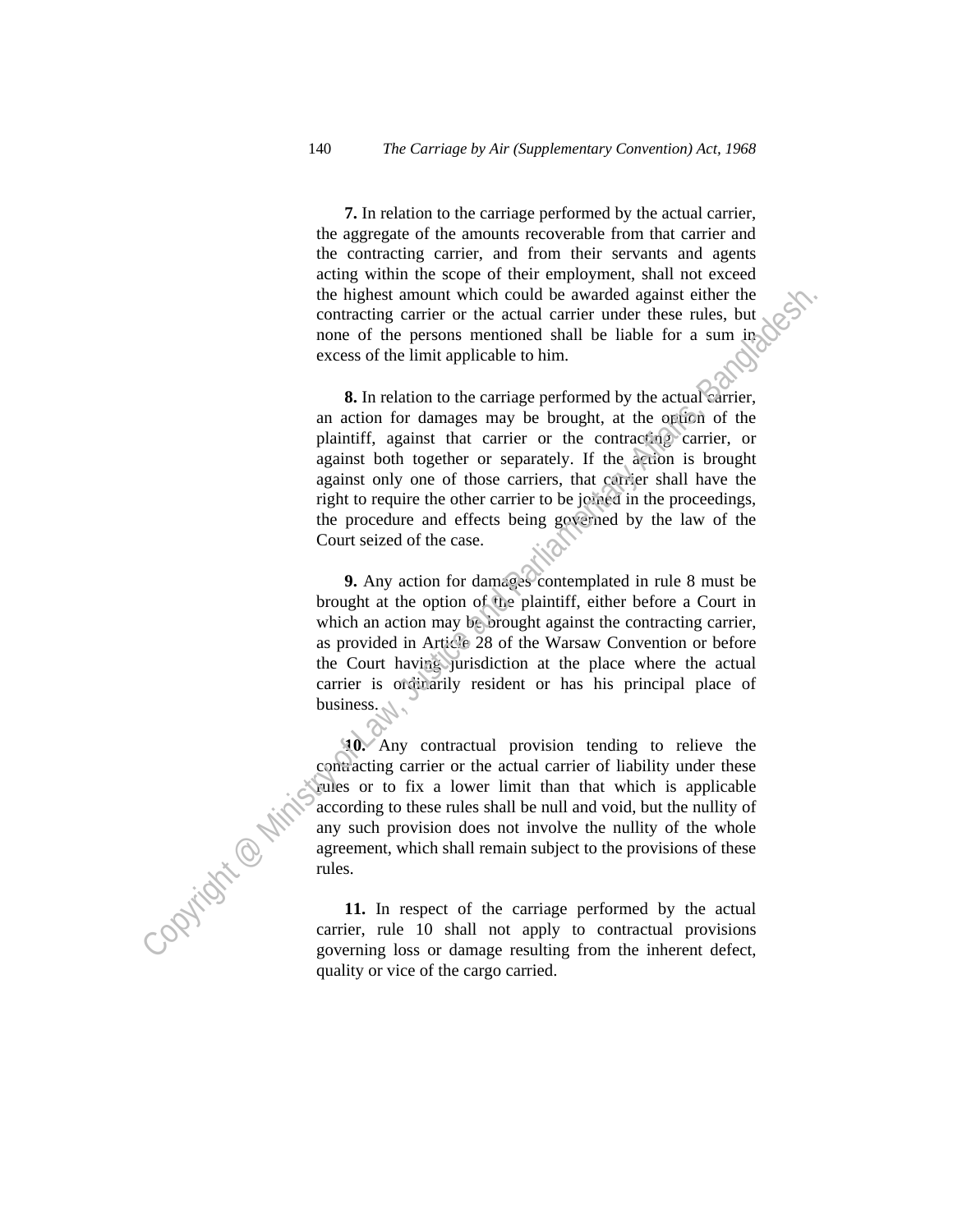**7.** In relation to the carriage performed by the actual carrier, the aggregate of the amounts recoverable from that carrier and the contracting carrier, and from their servants and agents acting within the scope of their employment, shall not exceed the highest amount which could be awarded against either the contracting carrier or the actual carrier under these rules, but none of the persons mentioned shall be liable for a sum in excess of the limit applicable to him.

**8.** In relation to the carriage performed by the actual carrier, an action for damages may be brought, at the option of the plaintiff, against that carrier or the contracting carrier, or against both together or separately. If the action is brought against only one of those carriers, that carrier shall have the right to require the other carrier to be joined in the proceedings, the procedure and effects being governed by the law of the Court seized of the case.

**9.** Any action for damages contemplated in rule 8 must be brought at the option of the plaintiff, either before a Court in which an action may be brought against the contracting carrier, as provided in Article 28 of the Warsaw Convention or before the Court having jurisdiction at the place where the actual carrier is ordinarily resident or has his principal place of business.

**10.** Any contractual provision tending to relieve the contracting carrier or the actual carrier of liability under these rules or to fix a lower limit than that which is applicable according to these rules shall be null and void, but the nullity of any such provision does not involve the nullity of the whole agreement, which shall remain subject to the provisions of these rules.

**11.** In respect of the carriage performed by the actual carrier, rule 10 shall not apply to contractual provisions governing loss or damage resulting from the inherent defect, quality or vice of the cargo carried.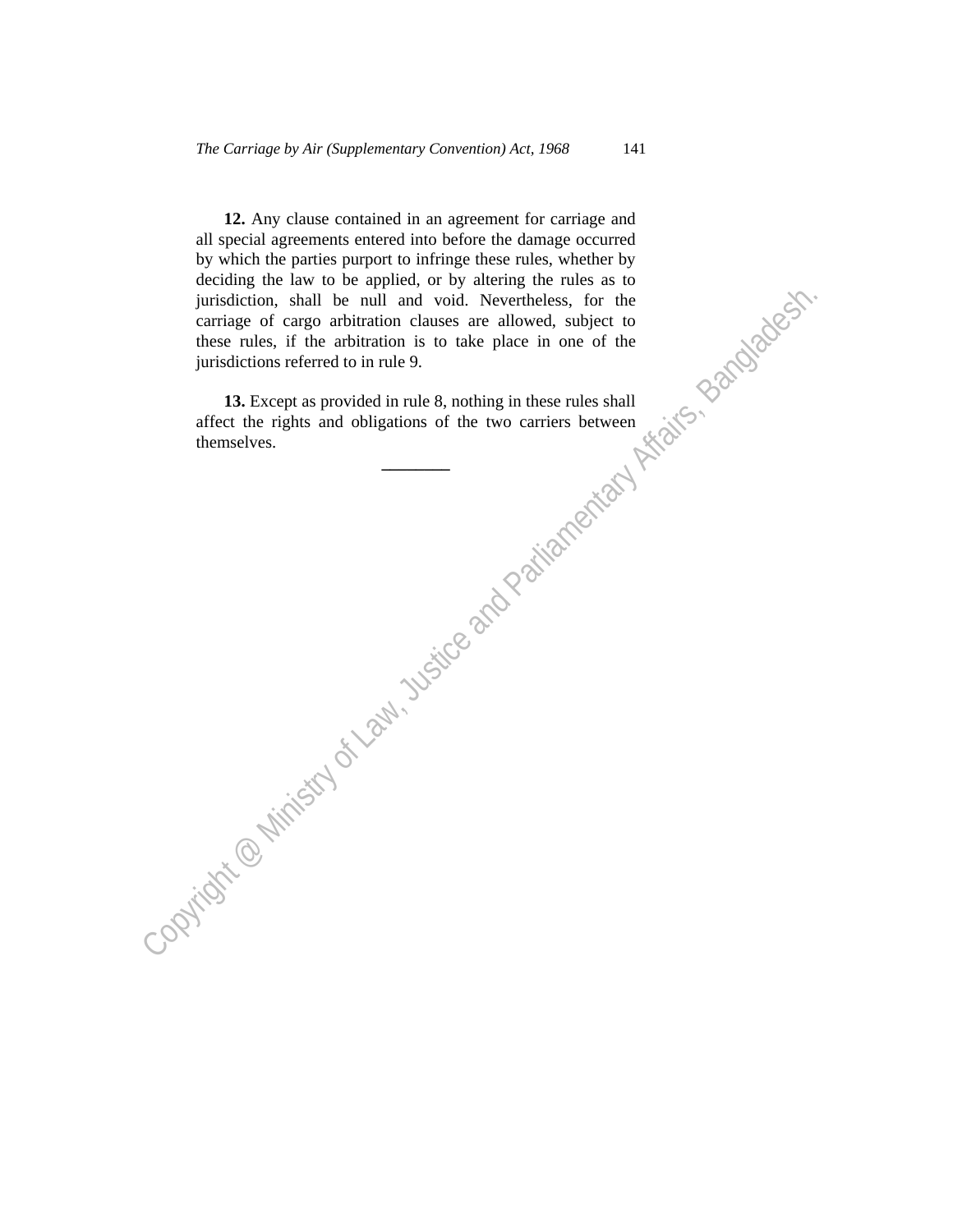**12.** Any clause contained in an agreement for carriage and all special agreements entered into before the damage occurred by which the parties purport to infringe these rules, whether by deciding the law to be applied, or by altering the rules as to jurisdiction, shall be null and void. Nevertheless, for the carriage of cargo arbitration clauses are allowed, subject to these rules, if the arbitration is to take place in one of the jurisdictions referred to in rule 9.

**13.** Except as provided in rule 8, nothing in these rules shall affect the rights and obligations of the two carriers between themselves.

---